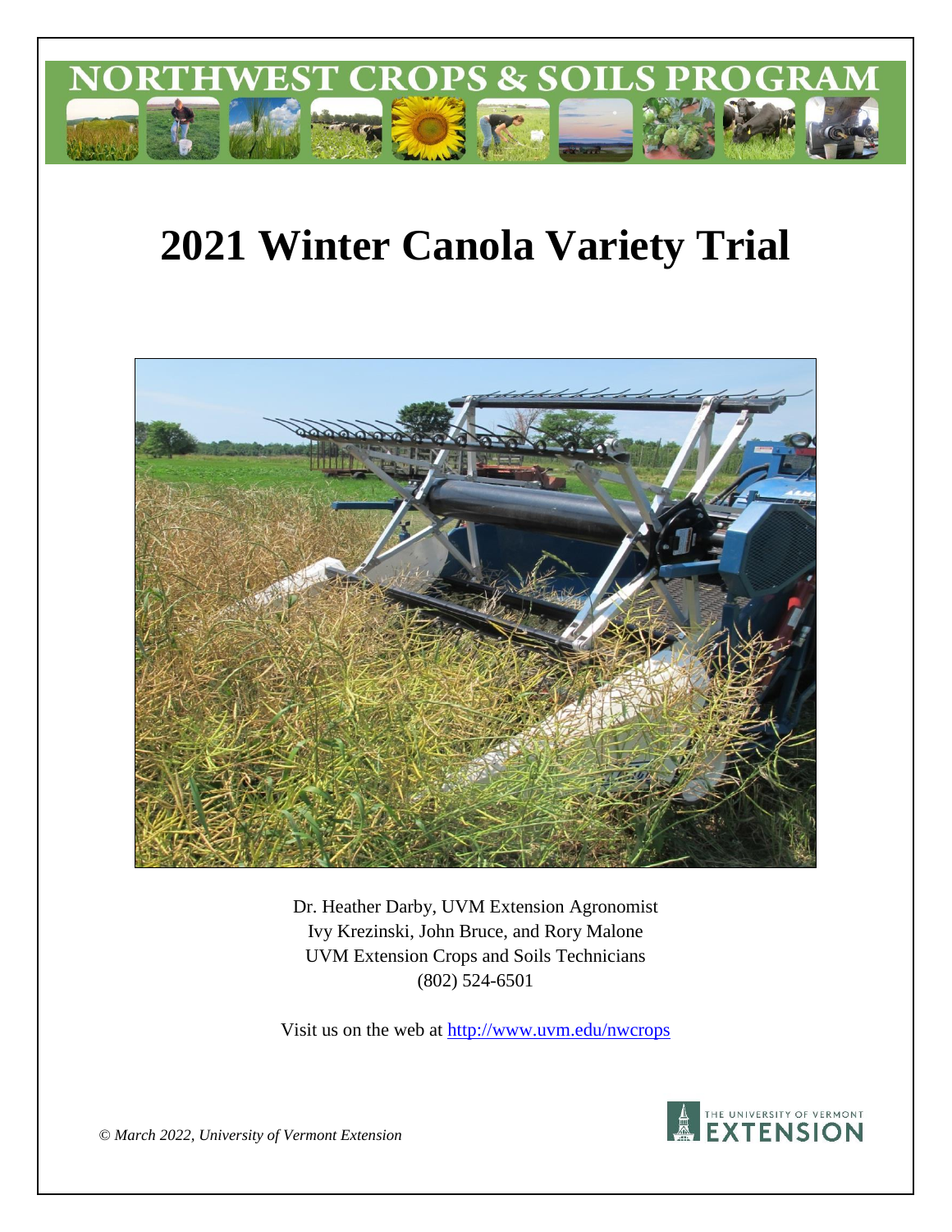NORTHWEST CROPS & SOILS PROGRAM

# 2021 Winter Canola Variety Trial

Dr. Heather Darby, UVM Extension Agronomist
Ivy Krezinski, John Bruce, and Rory Malone
UVM Extension Crops and Soils Technicians
(802) 524-6501

Visit us on the web at http://www.uvm.edu/nwcrops

*© March 2022, University of Vermont Extension*

THE UNIVERSITY OF VERMONT EXTENSION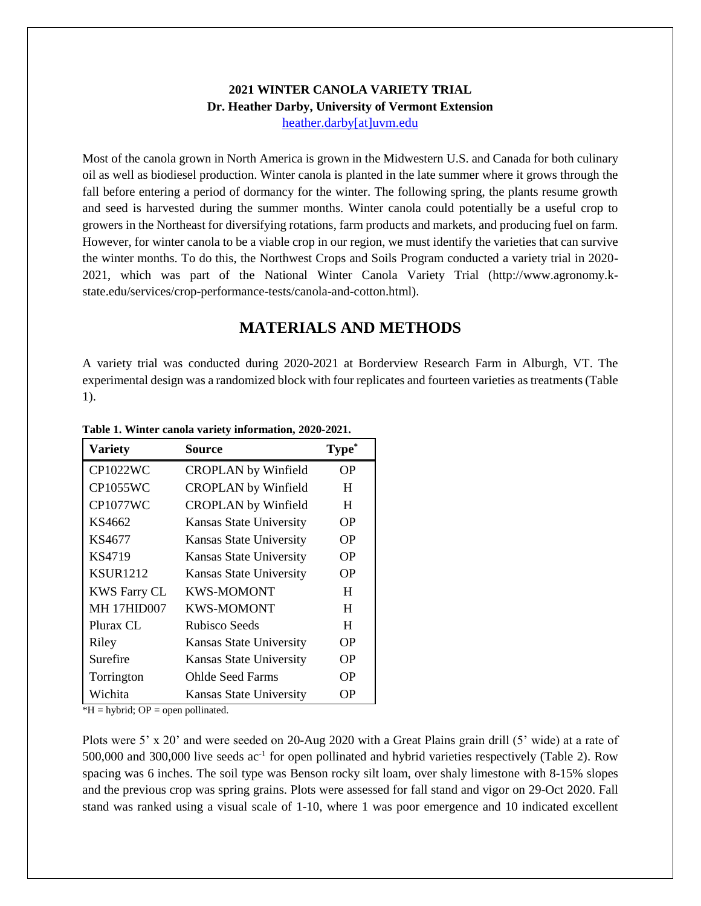**2021 WINTER CANOLA VARIETY TRIAL**
**Dr. Heather Darby, University of Vermont Extension**
heather.darby[at]uvm.edu

Most of the canola grown in North America is grown in the Midwestern U.S. and Canada for both culinary oil as well as biodiesel production. Winter canola is planted in the late summer where it grows through the fall before entering a period of dormancy for the winter. The following spring, the plants resume growth and seed is harvested during the summer months. Winter canola could potentially be a useful crop to growers in the Northeast for diversifying rotations, farm products and markets, and producing fuel on farm. However, for winter canola to be a viable crop in our region, we must identify the varieties that can survive the winter months. To do this, the Northwest Crops and Soils Program conducted a variety trial in 2020-2021, which was part of the National Winter Canola Variety Trial (http://www.agronomy.k-state.edu/services/crop-performance-tests/canola-and-cotton.html).

## MATERIALS AND METHODS

A variety trial was conducted during 2020-2021 at Borderview Research Farm in Alburgh, VT. The experimental design was a randomized block with four replicates and fourteen varieties as treatments (Table 1).

**Table 1. Winter canola variety information, 2020-2021.**

| Variety | Source | Type* |
|---|---|---|
| CP1022WC | CROPLAN by Winfield | OP |
| CP1055WC | CROPLAN by Winfield | H |
| CP1077WC | CROPLAN by Winfield | H |
| KS4662 | Kansas State University | OP |
| KS4677 | Kansas State University | OP |
| KS4719 | Kansas State University | OP |
| KSUR1212 | Kansas State University | OP |
| KWS Farry CL | KWS-MOMONT | H |
| MH 17HID007 | KWS-MOMONT | H |
| Plurax CL | Rubisco Seeds | H |
| Riley | Kansas State University | OP |
| Surefire | Kansas State University | OP |
| Torrington | Ohlde Seed Farms | OP |
| Wichita | Kansas State University | OP |

*H = hybrid; OP = open pollinated.

Plots were 5' x 20' and were seeded on 20-Aug 2020 with a Great Plains grain drill (5' wide) at a rate of 500,000 and 300,000 live seeds $ac^{-1}$ for open pollinated and hybrid varieties respectively (Table 2). Row spacing was 6 inches. The soil type was Benson rocky silt loam, over shaly limestone with 8-15% slopes and the previous crop was spring grains. Plots were assessed for fall stand and vigor on 29-Oct 2020. Fall stand was ranked using a visual scale of 1-10, where 1 was poor emergence and 10 indicated excellent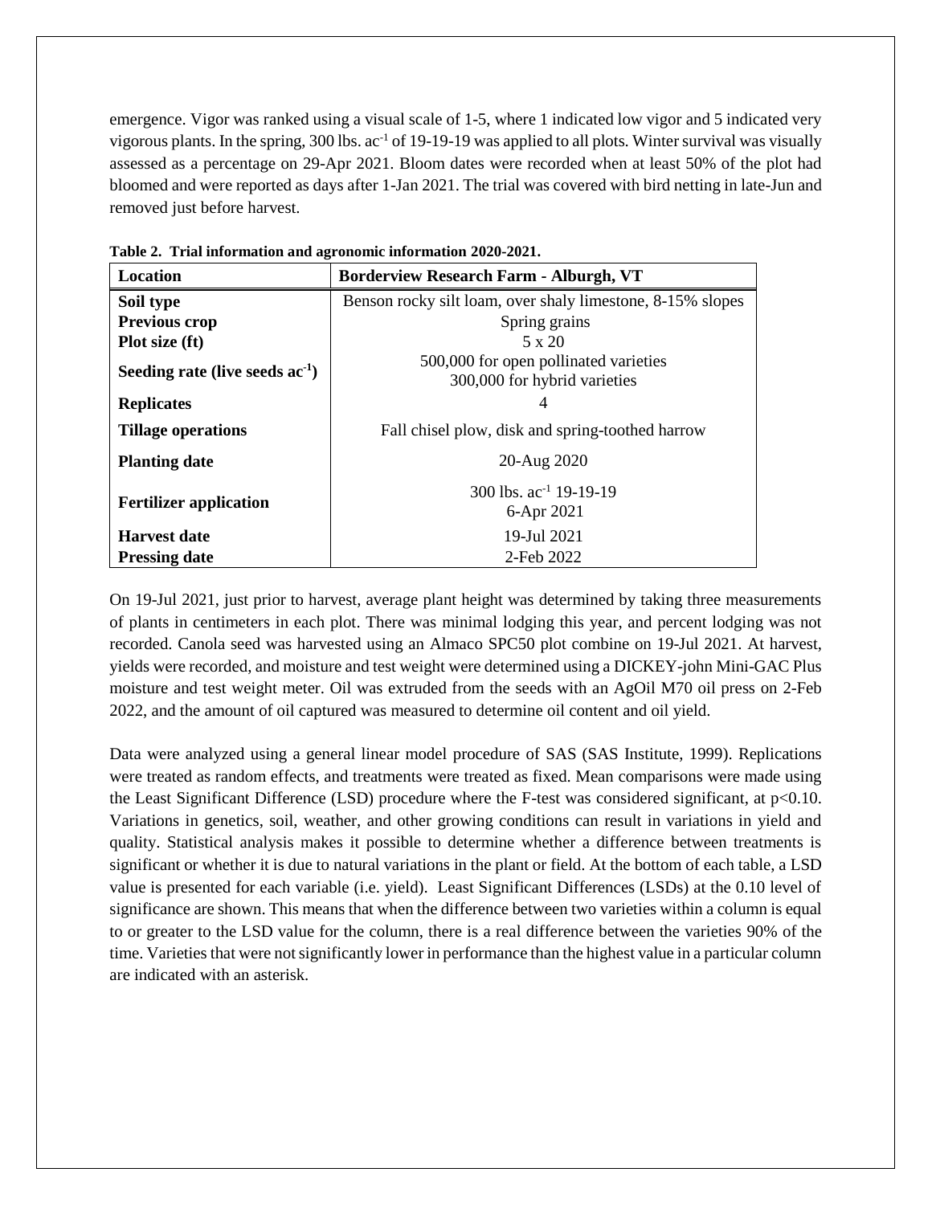emergence. Vigor was ranked using a visual scale of 1-5, where 1 indicated low vigor and 5 indicated very vigorous plants. In the spring, 300 lbs. $ac^{-1}$ of 19-19-19 was applied to all plots. Winter survival was visually assessed as a percentage on 29-Apr 2021. Bloom dates were recorded when at least 50% of the plot had bloomed and were reported as days after 1-Jan 2021. The trial was covered with bird netting in late-Jun and removed just before harvest.

**Table 2. Trial information and agronomic information 2020-2021.**

| Location | Borderview Research Farm - Alburgh, VT |
|---|---|
| **Soil type** | Benson rocky silt loam, over shaly limestone, 8-15% slopes |
| **Previous crop** | Spring grains |
| **Plot size (ft)** | 5 x 20 |
| **Seeding rate (live seeds $ac^{-1}$)** | 500,000 for open pollinated varieties<br>300,000 for hybrid varieties |
| **Replicates** | 4 |
| **Tillage operations** | Fall chisel plow, disk and spring-toothed harrow |
| **Planting date** | 20-Aug 2020 |
| **Fertilizer application** | 300 lbs. $ac^{-1}$ 19-19-19<br>6-Apr 2021 |
| **Harvest date** | 19-Jul 2021 |
| **Pressing date** | 2-Feb 2022 |

On 19-Jul 2021, just prior to harvest, average plant height was determined by taking three measurements of plants in centimeters in each plot. There was minimal lodging this year, and percent lodging was not recorded. Canola seed was harvested using an Almaco SPC50 plot combine on 19-Jul 2021. At harvest, yields were recorded, and moisture and test weight were determined using a DICKEY-john Mini-GAC Plus moisture and test weight meter. Oil was extruded from the seeds with an AgOil M70 oil press on 2-Feb 2022, and the amount of oil captured was measured to determine oil content and oil yield.

Data were analyzed using a general linear model procedure of SAS (SAS Institute, 1999). Replications were treated as random effects, and treatments were treated as fixed. Mean comparisons were made using the Least Significant Difference (LSD) procedure where the F-test was considered significant, at $p<0.10$. Variations in genetics, soil, weather, and other growing conditions can result in variations in yield and quality. Statistical analysis makes it possible to determine whether a difference between treatments is significant or whether it is due to natural variations in the plant or field. At the bottom of each table, a LSD value is presented for each variable (i.e. yield). Least Significant Differences (LSDs) at the 0.10 level of significance are shown. This means that when the difference between two varieties within a column is equal to or greater to the LSD value for the column, there is a real difference between the varieties 90% of the time. Varieties that were not significantly lower in performance than the highest value in a particular column are indicated with an asterisk.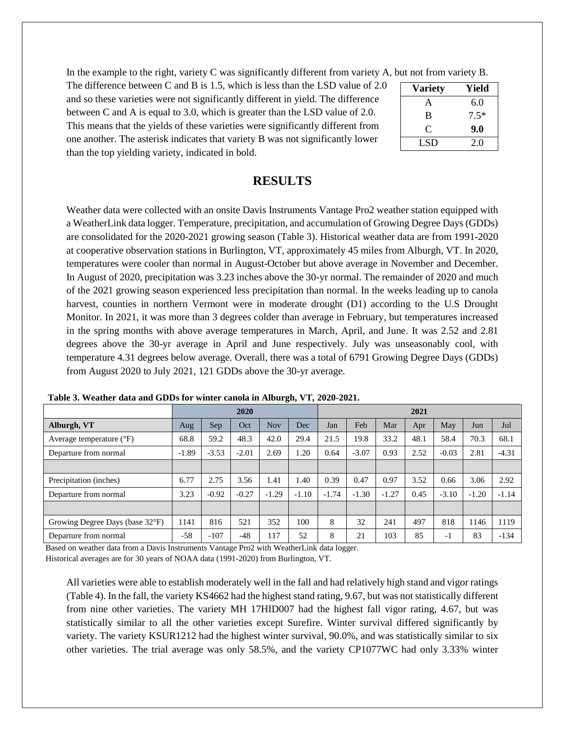In the example to the right, variety C was significantly different from variety A, but not from variety B. The difference between C and B is 1.5, which is less than the LSD value of 2.0 and so these varieties were not significantly different in yield. The difference between C and A is equal to 3.0, which is greater than the LSD value of 2.0. This means that the yields of these varieties were significantly different from one another. The asterisk indicates that variety B was not significantly lower than the top yielding variety, indicated in bold.

| Variety | Yield |
|---|---|
| A | 6.0 |
| B | 7.5* |
| C | **9.0** |
| LSD | 2.0 |

## RESULTS

Weather data were collected with an onsite Davis Instruments Vantage Pro2 weather station equipped with a WeatherLink data logger. Temperature, precipitation, and accumulation of Growing Degree Days (GDDs) are consolidated for the 2020-2021 growing season (Table 3). Historical weather data are from 1991-2020 at cooperative observation stations in Burlington, VT, approximately 45 miles from Alburgh, VT. In 2020, temperatures were cooler than normal in August-October but above average in November and December. In August of 2020, precipitation was 3.23 inches above the 30-yr normal. The remainder of 2020 and much of the 2021 growing season experienced less precipitation than normal. In the weeks leading up to canola harvest, counties in northern Vermont were in moderate drought (D1) according to the U.S Drought Monitor. In 2021, it was more than 3 degrees colder than average in February, but temperatures increased in the spring months with above average temperatures in March, April, and June. It was 2.52 and 2.81 degrees above the 30-yr average in April and June respectively. July was unseasonably cool, with temperature 4.31 degrees below average. Overall, there was a total of 6791 Growing Degree Days (GDDs) from August 2020 to July 2021, 121 GDDs above the 30-yr average.

**Table 3. Weather data and GDDs for winter canola in Alburgh, VT, 2020-2021.**

| | 2020 | | | | | 2021 | | | | | | |
|---|---|---|---|---|---|---|---|---|---|---|---|---|
| **Alburgh, VT** | Aug | Sep | Oct | Nov | Dec | Jan | Feb | Mar | Apr | May | Jun | Jul |
| Average temperature (°F) | 68.8 | 59.2 | 48.3 | 42.0 | 29.4 | 21.5 | 19.8 | 33.2 | 48.1 | 58.4 | 70.3 | 68.1 |
| Departure from normal | -1.89 | -3.53 | -2.01 | 2.69 | 1.20 | 0.64 | -3.07 | 0.93 | 2.52 | -0.03 | 2.81 | -4.31 |
| | | | | | | | | | | | | |
| Precipitation (inches) | 6.77 | 2.75 | 3.56 | 1.41 | 1.40 | 0.39 | 0.47 | 0.97 | 3.52 | 0.66 | 3.06 | 2.92 |
| Departure from normal | 3.23 | -0.92 | -0.27 | -1.29 | -1.10 | -1.74 | -1.30 | -1.27 | 0.45 | -3.10 | -1.20 | -1.14 |
| | | | | | | | | | | | | |
| Growing Degree Days (base 32°F) | 1141 | 816 | 521 | 352 | 100 | 8 | 32 | 241 | 497 | 818 | 1146 | 1119 |
| Departure from normal | -58 | -107 | -48 | 117 | 52 | 8 | 21 | 103 | 85 | -1 | 83 | -134 |

Based on weather data from a Davis Instruments Vantage Pro2 with WeatherLink data logger.
Historical averages are for 30 years of NOAA data (1991-2020) from Burlington, VT.

All varieties were able to establish moderately well in the fall and had relatively high stand and vigor ratings (Table 4). In the fall, the variety KS4662 had the highest stand rating, 9.67, but was not statistically different from nine other varieties. The variety MH 17HID007 had the highest fall vigor rating, 4.67, but was statistically similar to all the other varieties except Surefire. Winter survival differed significantly by variety. The variety KSUR1212 had the highest winter survival, 90.0%, and was statistically similar to six other varieties. The trial average was only 58.5%, and the variety CP1077WC had only 3.33% winter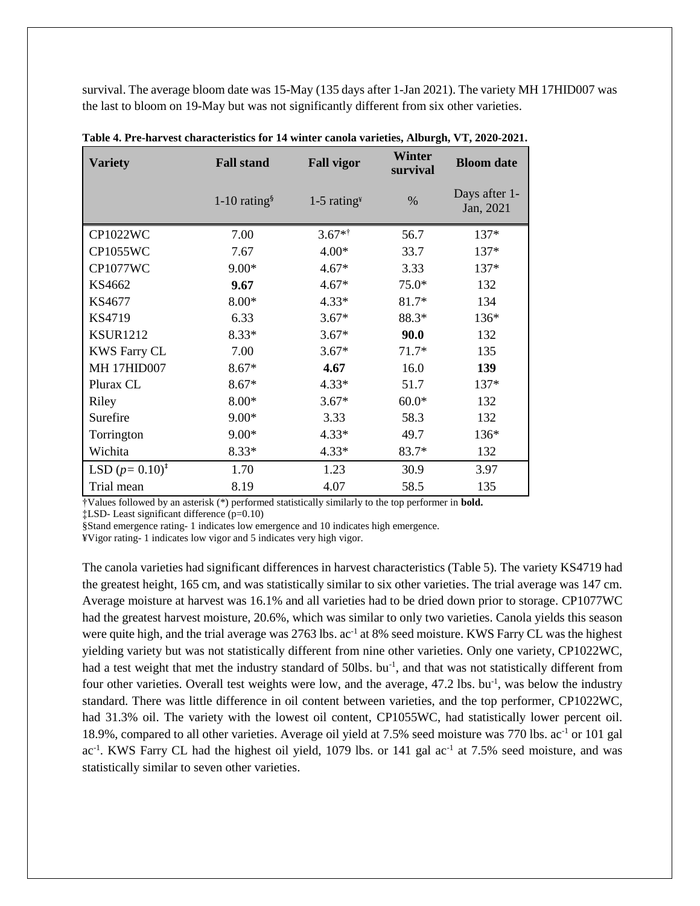survival. The average bloom date was 15-May (135 days after 1-Jan 2021). The variety MH 17HID007 was the last to bloom on 19-May but was not significantly different from six other varieties.

**Table 4. Pre-harvest characteristics for 14 winter canola varieties, Alburgh, VT, 2020-2021.**

| Variety | Fall stand | Fall vigor | Winter survival | Bloom date |
|---|---|---|---|---|
| | 1-10 rating§ | 1-5 rating¥ | % | Days after 1-Jan, 2021 |
| CP1022WC | 7.00 | 3.67*† | 56.7 | 137* |
| CP1055WC | 7.67 | 4.00* | 33.7 | 137* |
| CP1077WC | 9.00* | 4.67* | 3.33 | 137* |
| KS4662 | **9.67** | 4.67* | 75.0* | 132 |
| KS4677 | 8.00* | 4.33* | 81.7* | 134 |
| KS4719 | 6.33 | 3.67* | 88.3* | 136* |
| KSUR1212 | 8.33* | 3.67* | **90.0** | 132 |
| KWS Farry CL | 7.00 | 3.67* | 71.7* | 135 |
| MH 17HID007 | 8.67* | **4.67** | 16.0 | **139** |
| Plurax CL | 8.67* | 4.33* | 51.7 | 137* |
| Riley | 8.00* | 3.67* | 60.0* | 132 |
| Surefire | 9.00* | 3.33 | 58.3 | 132 |
| Torrington | 9.00* | 4.33* | 49.7 | 136* |
| Wichita | 8.33* | 4.33* | 83.7* | 132 |
| LSD ($p$= 0.10)‡ | 1.70 | 1.23 | 30.9 | 3.97 |
| Trial mean | 8.19 | 4.07 | 58.5 | 135 |

†Values followed by an asterisk (*) performed statistically similarly to the top performer in **bold.**
‡LSD- Least significant difference (p=0.10)
§Stand emergence rating- 1 indicates low emergence and 10 indicates high emergence.
¥Vigor rating- 1 indicates low vigor and 5 indicates very high vigor.

The canola varieties had significant differences in harvest characteristics (Table 5). The variety KS4719 had the greatest height, 165 cm, and was statistically similar to six other varieties. The trial average was 147 cm. Average moisture at harvest was 16.1% and all varieties had to be dried down prior to storage. CP1077WC had the greatest harvest moisture, 20.6%, which was similar to only two varieties. Canola yields this season were quite high, and the trial average was 2763 lbs. $ac^{-1}$ at 8% seed moisture. KWS Farry CL was the highest yielding variety but was not statistically different from nine other varieties. Only one variety, CP1022WC, had a test weight that met the industry standard of 50lbs. $bu^{-1}$, and that was not statistically different from four other varieties. Overall test weights were low, and the average, 47.2 lbs. $bu^{-1}$, was below the industry standard. There was little difference in oil content between varieties, and the top performer, CP1022WC, had 31.3% oil. The variety with the lowest oil content, CP1055WC, had statistically lower percent oil. 18.9%, compared to all other varieties. Average oil yield at 7.5% seed moisture was 770 lbs. $ac^{-1}$ or 101 gal $ac^{-1}$. KWS Farry CL had the highest oil yield, 1079 lbs. or 141 gal $ac^{-1}$ at 7.5% seed moisture, and was statistically similar to seven other varieties.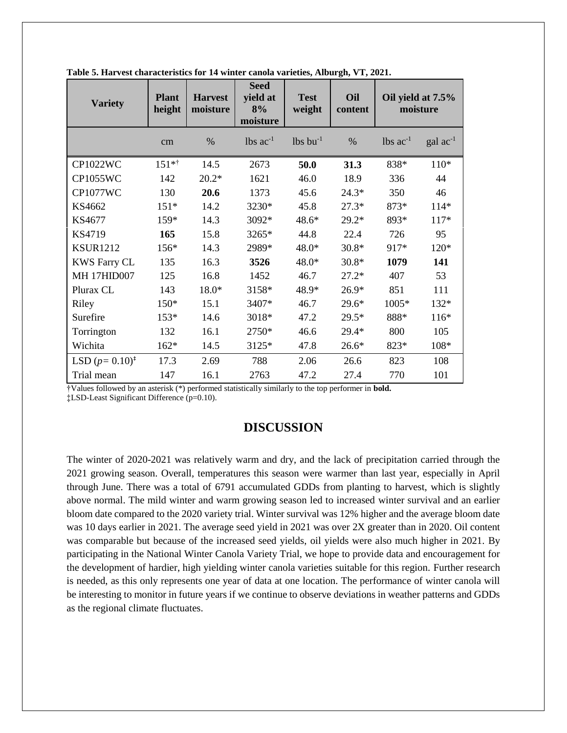**Table 5. Harvest characteristics for 14 winter canola varieties, Alburgh, VT, 2021.**

| Variety | Plant height | Harvest moisture | Seed yield at 8% moisture | Test weight | Oil content | Oil yield at 7.5% moisture | |
|---|---|---|---|---|---|---|---|
| | cm | % | lbs $ac^{-1}$ | lbs $bu^{-1}$ | % | lbs $ac^{-1}$ | gal $ac^{-1}$ |
| CP1022WC | 151*† | 14.5 | 2673 | **50.0** | **31.3** | 838* | 110* |
| CP1055WC | 142 | 20.2* | 1621 | 46.0 | 18.9 | 336 | 44 |
| CP1077WC | 130 | **20.6** | 1373 | 45.6 | 24.3* | 350 | 46 |
| KS4662 | 151* | 14.2 | 3230* | 45.8 | 27.3* | 873* | 114* |
| KS4677 | 159* | 14.3 | 3092* | 48.6* | 29.2* | 893* | 117* |
| KS4719 | **165** | 15.8 | 3265* | 44.8 | 22.4 | 726 | 95 |
| KSUR1212 | 156* | 14.3 | 2989* | 48.0* | 30.8* | 917* | 120* |
| KWS Farry CL | 135 | 16.3 | **3526** | 48.0* | 30.8* | **1079** | **141** |
| MH 17HID007 | 125 | 16.8 | 1452 | 46.7 | 27.2* | 407 | 53 |
| Plurax CL | 143 | 18.0* | 3158* | 48.9* | 26.9* | 851 | 111 |
| Riley | 150* | 15.1 | 3407* | 46.7 | 29.6* | 1005* | 132* |
| Surefire | 153* | 14.6 | 3018* | 47.2 | 29.5* | 888* | 116* |
| Torrington | 132 | 16.1 | 2750* | 46.6 | 29.4* | 800 | 105 |
| Wichita | 162* | 14.5 | 3125* | 47.8 | 26.6* | 823* | 108* |
| LSD ($p$= 0.10)‡ | 17.3 | 2.69 | 788 | 2.06 | 26.6 | 823 | 108 |
| Trial mean | 147 | 16.1 | 2763 | 47.2 | 27.4 | 770 | 101 |

†Values followed by an asterisk (*) performed statistically similarly to the top performer in **bold.**
‡LSD-Least Significant Difference (p=0.10).

## DISCUSSION

The winter of 2020-2021 was relatively warm and dry, and the lack of precipitation carried through the 2021 growing season. Overall, temperatures this season were warmer than last year, especially in April through June. There was a total of 6791 accumulated GDDs from planting to harvest, which is slightly above normal. The mild winter and warm growing season led to increased winter survival and an earlier bloom date compared to the 2020 variety trial. Winter survival was 12% higher and the average bloom date was 10 days earlier in 2021. The average seed yield in 2021 was over 2X greater than in 2020. Oil content was comparable but because of the increased seed yields, oil yields were also much higher in 2021. By participating in the National Winter Canola Variety Trial, we hope to provide data and encouragement for the development of hardier, high yielding winter canola varieties suitable for this region. Further research is needed, as this only represents one year of data at one location. The performance of winter canola will be interesting to monitor in future years if we continue to observe deviations in weather patterns and GDDs as the regional climate fluctuates.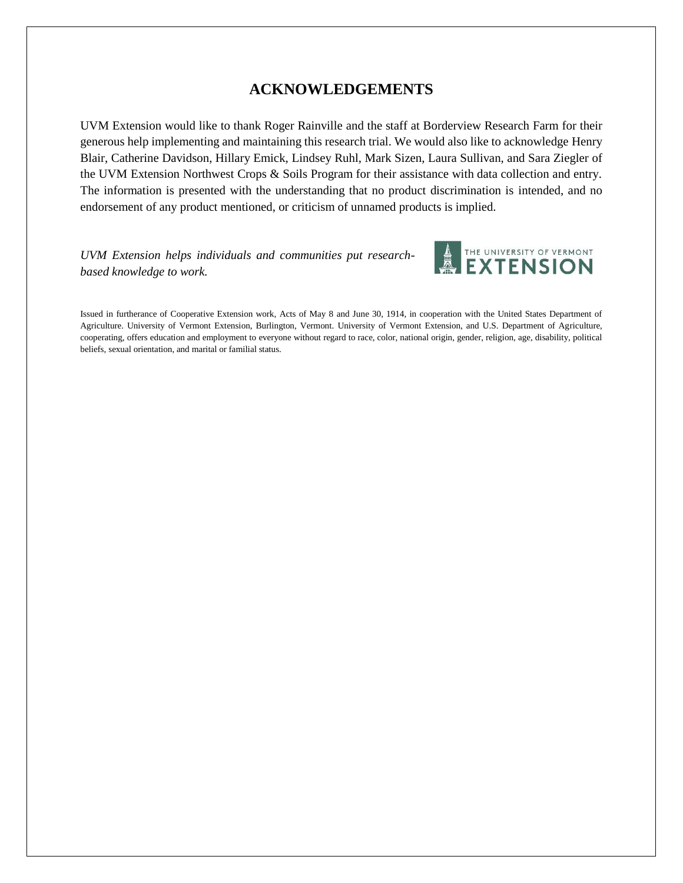## ACKNOWLEDGEMENTS

UVM Extension would like to thank Roger Rainville and the staff at Borderview Research Farm for their generous help implementing and maintaining this research trial. We would also like to acknowledge Henry Blair, Catherine Davidson, Hillary Emick, Lindsey Ruhl, Mark Sizen, Laura Sullivan, and Sara Ziegler of the UVM Extension Northwest Crops & Soils Program for their assistance with data collection and entry. The information is presented with the understanding that no product discrimination is intended, and no endorsement of any product mentioned, or criticism of unnamed products is implied.

*UVM Extension helps individuals and communities put research-based knowledge to work.*

THE UNIVERSITY OF VERMONT
EXTENSION

Issued in furtherance of Cooperative Extension work, Acts of May 8 and June 30, 1914, in cooperation with the United States Department of Agriculture. University of Vermont Extension, Burlington, Vermont. University of Vermont Extension, and U.S. Department of Agriculture, cooperating, offers education and employment to everyone without regard to race, color, national origin, gender, religion, age, disability, political beliefs, sexual orientation, and marital or familial status.